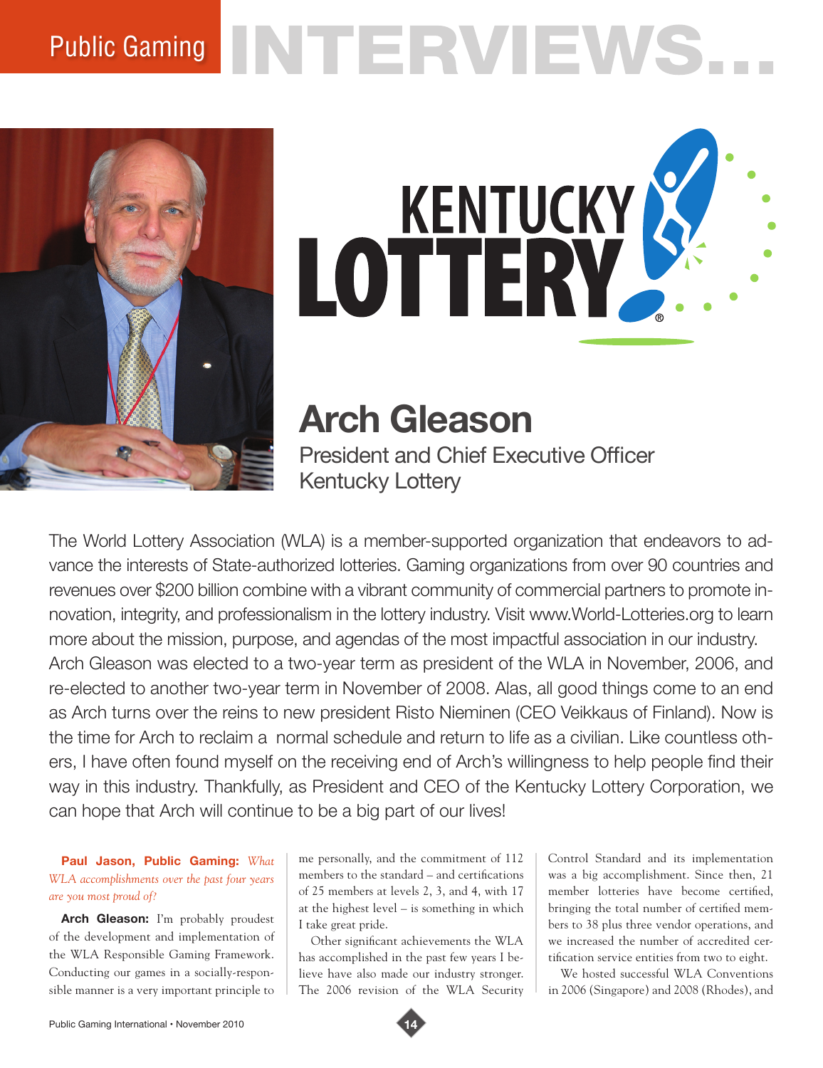# Public Gaming INTERVIEWS...

KENTUCKY LOTTERY

## Arch Gleason

President and Chief Executive Officer
Kentucky Lottery

The World Lottery Association (WLA) is a member-supported organization that endeavors to advance the interests of State-authorized lotteries. Gaming organizations from over 90 countries and revenues over $200 billion combine with a vibrant community of commercial partners to promote innovation, integrity, and professionalism in the lottery industry. Visit www.World-Lotteries.org to learn more about the mission, purpose, and agendas of the most impactful association in our industry. Arch Gleason was elected to a two-year term as president of the WLA in November, 2006, and re-elected to another two-year term in November of 2008. Alas, all good things come to an end as Arch turns over the reins to new president Risto Nieminen (CEO Veikkaus of Finland). Now is the time for Arch to reclaim a normal schedule and return to life as a civilian. Like countless others, I have often found myself on the receiving end of Arch's willingness to help people find their way in this industry. Thankfully, as President and CEO of the Kentucky Lottery Corporation, we can hope that Arch will continue to be a big part of our lives!

**Paul Jason, Public Gaming:** *What WLA accomplishments over the past four years are you most proud of?*

**Arch Gleason:** I'm probably proudest of the development and implementation of the WLA Responsible Gaming Framework. Conducting our games in a socially-responsible manner is a very important principle to me personally, and the commitment of 112 members to the standard – and certifications of 25 members at levels 2, 3, and 4, with 17 at the highest level – is something in which I take great pride.

Other significant achievements the WLA has accomplished in the past few years I believe have also made our industry stronger. The 2006 revision of the WLA Security Control Standard and its implementation was a big accomplishment. Since then, 21 member lotteries have become certified, bringing the total number of certified members to 38 plus three vendor operations, and we increased the number of accredited certification service entities from two to eight.

We hosted successful WLA Conventions in 2006 (Singapore) and 2008 (Rhodes), and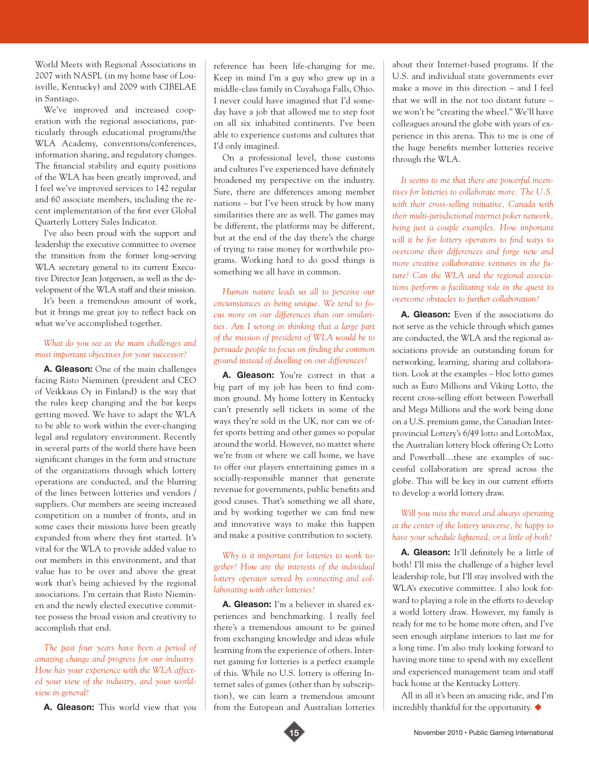World Meets with Regional Associations in 2007 with NASPL (in my home base of Louisville, Kentucky) and 2009 with CIBELAE in Santiago.

We've improved and increased cooperation with the regional associations, particularly through educational programs/the WLA Academy, conventions/conferences, information sharing, and regulatory changes. The financial stability and equity positions of the WLA has been greatly improved, and I feel we've improved services to 142 regular and 60 associate members, including the recent implementation of the first ever Global Quarterly Lottery Sales Indicator.

I've also been proud with the support and leadership the executive committee to oversee the transition from the former long-serving WLA secretary general to its current Executive Director Jean Jorgensen, as well as the development of the WLA staff and their mission.

It's been a tremendous amount of work, but it brings me great joy to reflect back on what we've accomplished together.

*What do you see as the main challenges and most important objectives for your successor?*

**A. Gleason:** One of the main challenges facing Risto Nieminen (president and CEO of Veikkaus Oy in Finland) is the way that the rules keep changing and the bar keeps getting moved. We have to adapt the WLA to be able to work within the ever-changing legal and regulatory environment. Recently in several parts of the world there have been significant changes in the form and structure of the organizations through which lottery operations are conducted, and the blurring of the lines between lotteries and vendors / suppliers. Our members are seeing increased competition on a number of fronts, and in some cases their missions have been greatly expanded from where they first started. It's vital for the WLA to provide added value to our members in this environment, and that value has to be over and above the great work that's being achieved by the regional associations. I'm certain that Risto Nieminen and the newly elected executive committee possess the broad vision and creativity to accomplish that end.

*The past four years have been a period of amazing change and progress for our industry. How has your experience with the WLA affected your view of the industry, and your worldview in general?*

**A. Gleason:** This world view that you reference has been life-changing for me. Keep in mind I'm a guy who grew up in a middle-class family in Cuyahoga Falls, Ohio. I never could have imagined that I'd someday have a job that allowed me to step foot on all six inhabited continents. I've been able to experience customs and cultures that I'd only imagined.

On a professional level, those customs and cultures I've experienced have definitely broadened my perspective on the industry. Sure, there are differences among member nations – but I've been struck by how many similarities there are as well. The games may be different, the platforms may be different, but at the end of the day there's the charge of trying to raise money for worthwhile programs. Working hard to do good things is something we all have in common.

*Human nature leads us all to perceive our circumstances as being unique. We tend to focus more on our differences than our similarities. Am I wrong in thinking that a large part of the mission of president of WLA would be to persuade people to focus on finding the common ground instead of dwelling on our differences?*

**A. Gleason:** You're correct in that a big part of my job has been to find common ground. My home lottery in Kentucky can't presently sell tickets in some of the ways they're sold in the UK, nor can we offer sports betting and other games so popular around the world. However, no matter where we're from or where we call home, we have to offer our players entertaining games in a socially-responsible manner that generate revenue for governments, public benefits and good causes. That's something we all share, and by working together we can find new and innovative ways to make this happen and make a positive contribution to society.

*Why is it important for lotteries to work together? How are the interests of the individual lottery operator served by connecting and collaborating with other lotteries?*

**A. Gleason:** I'm a believer in shared experiences and benchmarking. I really feel there's a tremendous amount to be gained from exchanging knowledge and ideas while learning from the experience of others. Internet gaming for lotteries is a perfect example of this. While no U.S. lottery is offering Internet sales of games (other than by subscription), we can learn a tremendous amount from the European and Australian lotteries about their Internet-based programs. If the U.S. and individual state governments ever make a move in this direction – and I feel that we will in the not too distant future – we won't be "creating the wheel." We'll have colleagues around the globe with years of experience in this arena. This to me is one of the huge benefits member lotteries receive through the WLA.

*It seems to me that there are powerful incentives for lotteries to collaborate more. The U.S. with their cross-selling initiative, Canada with their multi-jurisdictional internet poker network, being just a couple examples. How important will it be for lottery operators to find ways to overcome their differences and forge new and more creative collaborative ventures in the future? Can the WLA and the regional associations perform a facilitating role in the quest to overcome obstacles to further collaboration?*

**A. Gleason:** Even if the associations do not serve as the vehicle through which games are conducted, the WLA and the regional associations provide an outstanding forum for networking, learning, sharing and collaboration. Look at the examples – bloc lotto games such as Euro Millions and Viking Lotto, the recent cross-selling effort between Powerball and Mega Millions and the work being done on a U.S. premium game, the Canadian Interprovincial Lottery's 6/49 lotto and LottoMax, the Australian lottery block offering Oz Lotto and Powerball…these are examples of successful collaboration are spread across the globe. This will be key in our current efforts to develop a world lottery draw.

*Will you miss the travel and always operating at the center of the lottery universe, be happy to have your schedule lightened, or a little of both?*

**A. Gleason:** It'll definitely be a little of both! I'll miss the challenge of a higher level leadership role, but I'll stay involved with the WLA's executive committee. I also look forward to playing a role in the efforts to develop a world lottery draw. However, my family is ready for me to be home more often, and I've seen enough airplane interiors to last me for a long time. I'm also truly looking forward to having more time to spend with my excellent and experienced management team and staff back home at the Kentucky Lottery.

All in all it's been an amazing ride, and I'm incredibly thankful for the opportunity. ◆